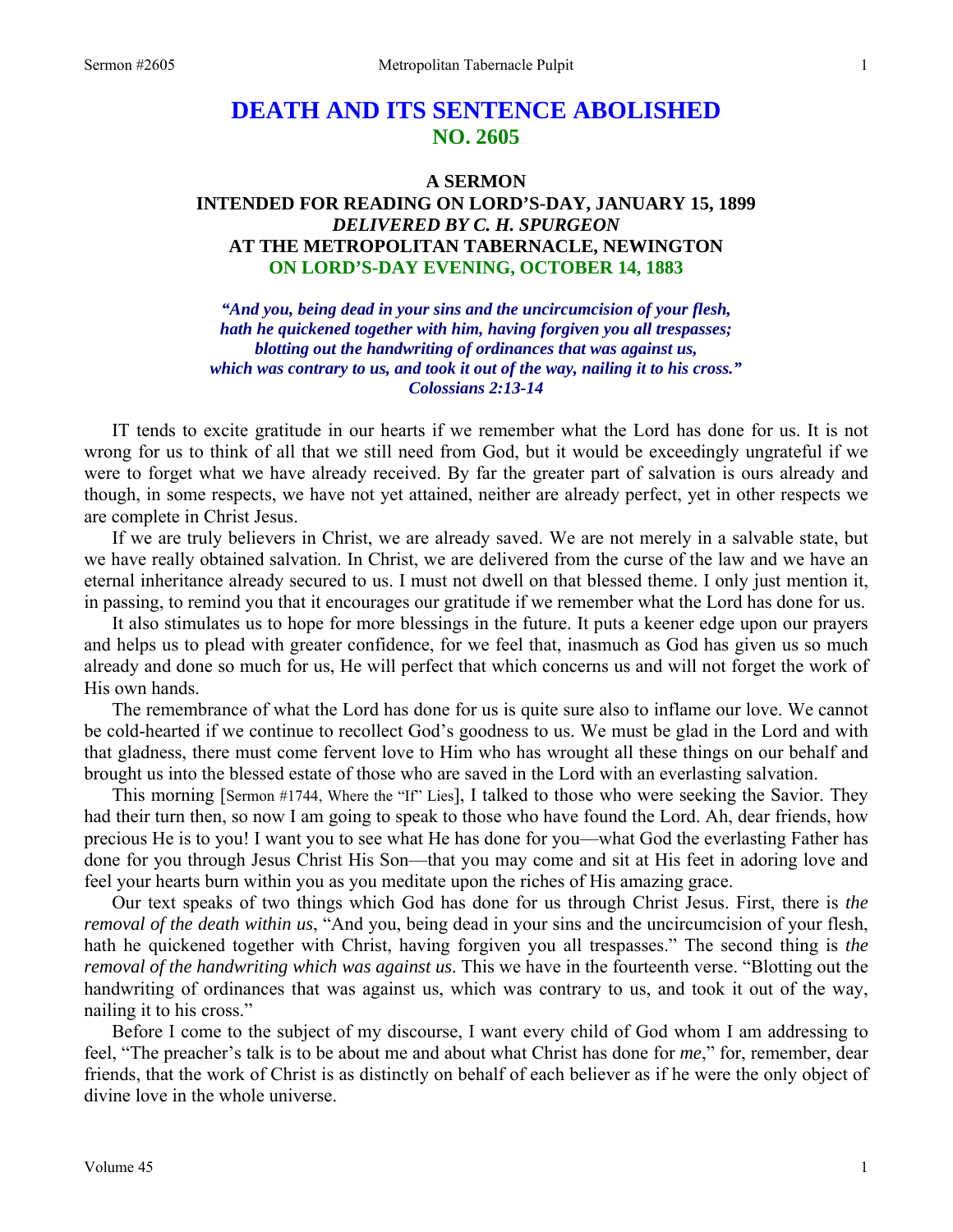# DEATH AND ITS SENTENCE ABOLISHED
## NO. 2605

### A SERMON
### INTENDED FOR READING ON LORD'S-DAY, JANUARY 15, 1899
### *DELIVERED BY C. H. SPURGEON*
### AT THE METROPOLITAN TABERNACLE, NEWINGTON
### ON LORD'S-DAY EVENING, OCTOBER 14, 1883

***"And you, being dead in your sins and the uncircumcision of your flesh, hath he quickened together with him, having forgiven you all trespasses; blotting out the handwriting of ordinances that was against us, which was contrary to us, and took it out of the way, nailing it to his cross." Colossians 2:13-14***

IT tends to excite gratitude in our hearts if we remember what the Lord has done for us. It is not wrong for us to think of all that we still need from God, but it would be exceedingly ungrateful if we were to forget what we have already received. By far the greater part of salvation is ours already and though, in some respects, we have not yet attained, neither are already perfect, yet in other respects we are complete in Christ Jesus.

If we are truly believers in Christ, we are already saved. We are not merely in a salvable state, but we have really obtained salvation. In Christ, we are delivered from the curse of the law and we have an eternal inheritance already secured to us. I must not dwell on that blessed theme. I only just mention it, in passing, to remind you that it encourages our gratitude if we remember what the Lord has done for us.

It also stimulates us to hope for more blessings in the future. It puts a keener edge upon our prayers and helps us to plead with greater confidence, for we feel that, inasmuch as God has given us so much already and done so much for us, He will perfect that which concerns us and will not forget the work of His own hands.

The remembrance of what the Lord has done for us is quite sure also to inflame our love. We cannot be cold-hearted if we continue to recollect God's goodness to us. We must be glad in the Lord and with that gladness, there must come fervent love to Him who has wrought all these things on our behalf and brought us into the blessed estate of those who are saved in the Lord with an everlasting salvation.

This morning [Sermon #1744, Where the "If" Lies], I talked to those who were seeking the Savior. They had their turn then, so now I am going to speak to those who have found the Lord. Ah, dear friends, how precious He is to you! I want you to see what He has done for you—what God the everlasting Father has done for you through Jesus Christ His Son—that you may come and sit at His feet in adoring love and feel your hearts burn within you as you meditate upon the riches of His amazing grace.

Our text speaks of two things which God has done for us through Christ Jesus. First, there is *the removal of the death within us*, "And you, being dead in your sins and the uncircumcision of your flesh, hath he quickened together with Christ, having forgiven you all trespasses." The second thing is *the removal of the handwriting which was against us*. This we have in the fourteenth verse. "Blotting out the handwriting of ordinances that was against us, which was contrary to us, and took it out of the way, nailing it to his cross."

Before I come to the subject of my discourse, I want every child of God whom I am addressing to feel, "The preacher's talk is to be about me and about what Christ has done for *me*," for, remember, dear friends, that the work of Christ is as distinctly on behalf of each believer as if he were the only object of divine love in the whole universe.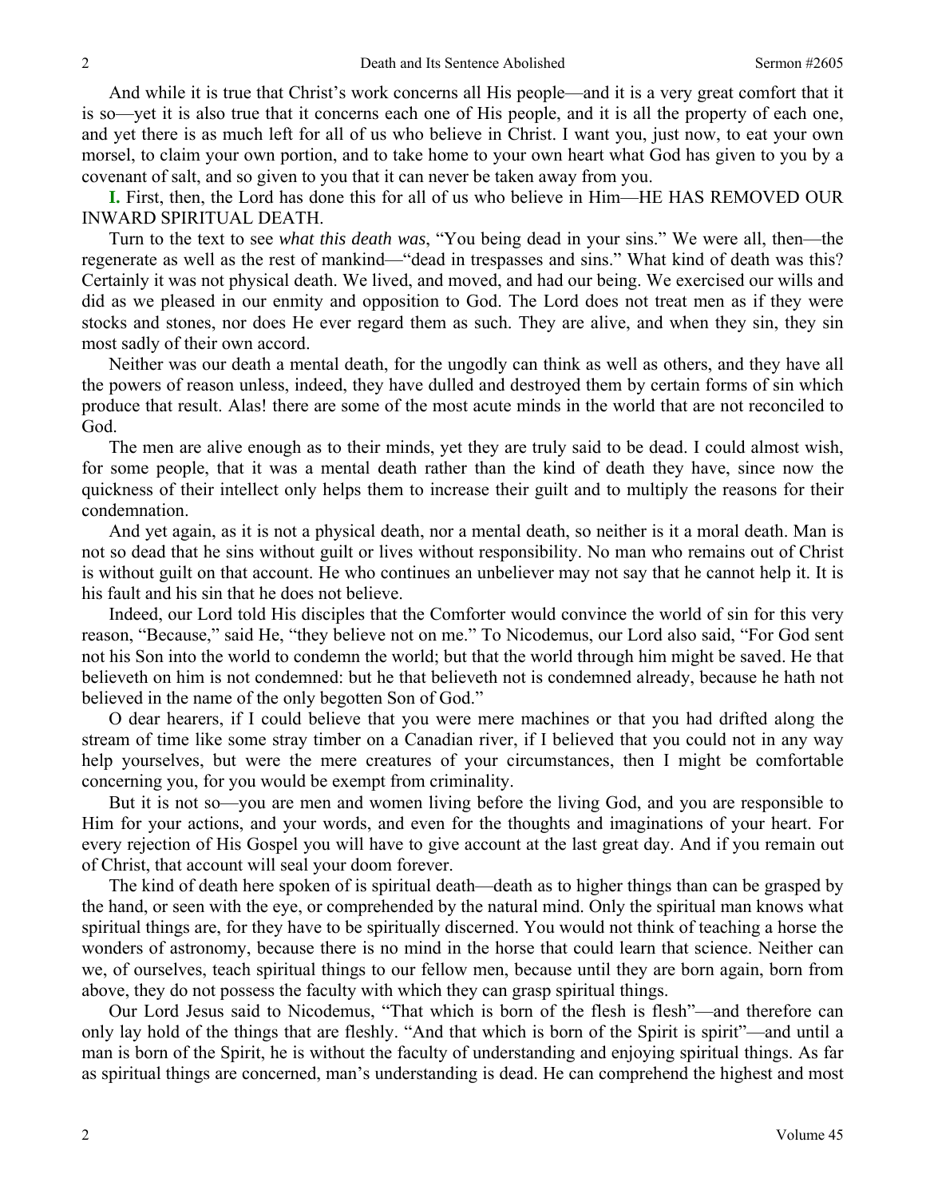And while it is true that Christ's work concerns all His people—and it is a very great comfort that it is so—yet it is also true that it concerns each one of His people, and it is all the property of each one, and yet there is as much left for all of us who believe in Christ. I want you, just now, to eat your own morsel, to claim your own portion, and to take home to your own heart what God has given to you by a covenant of salt, and so given to you that it can never be taken away from you.

**I.** First, then, the Lord has done this for all of us who believe in Him—HE HAS REMOVED OUR INWARD SPIRITUAL DEATH.

Turn to the text to see *what this death was*, "You being dead in your sins." We were all, then—the regenerate as well as the rest of mankind—"dead in trespasses and sins." What kind of death was this? Certainly it was not physical death. We lived, and moved, and had our being. We exercised our wills and did as we pleased in our enmity and opposition to God. The Lord does not treat men as if they were stocks and stones, nor does He ever regard them as such. They are alive, and when they sin, they sin most sadly of their own accord.

Neither was our death a mental death, for the ungodly can think as well as others, and they have all the powers of reason unless, indeed, they have dulled and destroyed them by certain forms of sin which produce that result. Alas! there are some of the most acute minds in the world that are not reconciled to God.

The men are alive enough as to their minds, yet they are truly said to be dead. I could almost wish, for some people, that it was a mental death rather than the kind of death they have, since now the quickness of their intellect only helps them to increase their guilt and to multiply the reasons for their condemnation.

And yet again, as it is not a physical death, nor a mental death, so neither is it a moral death. Man is not so dead that he sins without guilt or lives without responsibility. No man who remains out of Christ is without guilt on that account. He who continues an unbeliever may not say that he cannot help it. It is his fault and his sin that he does not believe.

Indeed, our Lord told His disciples that the Comforter would convince the world of sin for this very reason, "Because," said He, "they believe not on me." To Nicodemus, our Lord also said, "For God sent not his Son into the world to condemn the world; but that the world through him might be saved. He that believeth on him is not condemned: but he that believeth not is condemned already, because he hath not believed in the name of the only begotten Son of God."

O dear hearers, if I could believe that you were mere machines or that you had drifted along the stream of time like some stray timber on a Canadian river, if I believed that you could not in any way help yourselves, but were the mere creatures of your circumstances, then I might be comfortable concerning you, for you would be exempt from criminality.

But it is not so—you are men and women living before the living God, and you are responsible to Him for your actions, and your words, and even for the thoughts and imaginations of your heart. For every rejection of His Gospel you will have to give account at the last great day. And if you remain out of Christ, that account will seal your doom forever.

The kind of death here spoken of is spiritual death—death as to higher things than can be grasped by the hand, or seen with the eye, or comprehended by the natural mind. Only the spiritual man knows what spiritual things are, for they have to be spiritually discerned. You would not think of teaching a horse the wonders of astronomy, because there is no mind in the horse that could learn that science. Neither can we, of ourselves, teach spiritual things to our fellow men, because until they are born again, born from above, they do not possess the faculty with which they can grasp spiritual things.

Our Lord Jesus said to Nicodemus, "That which is born of the flesh is flesh"—and therefore can only lay hold of the things that are fleshly. "And that which is born of the Spirit is spirit"—and until a man is born of the Spirit, he is without the faculty of understanding and enjoying spiritual things. As far as spiritual things are concerned, man's understanding is dead. He can comprehend the highest and most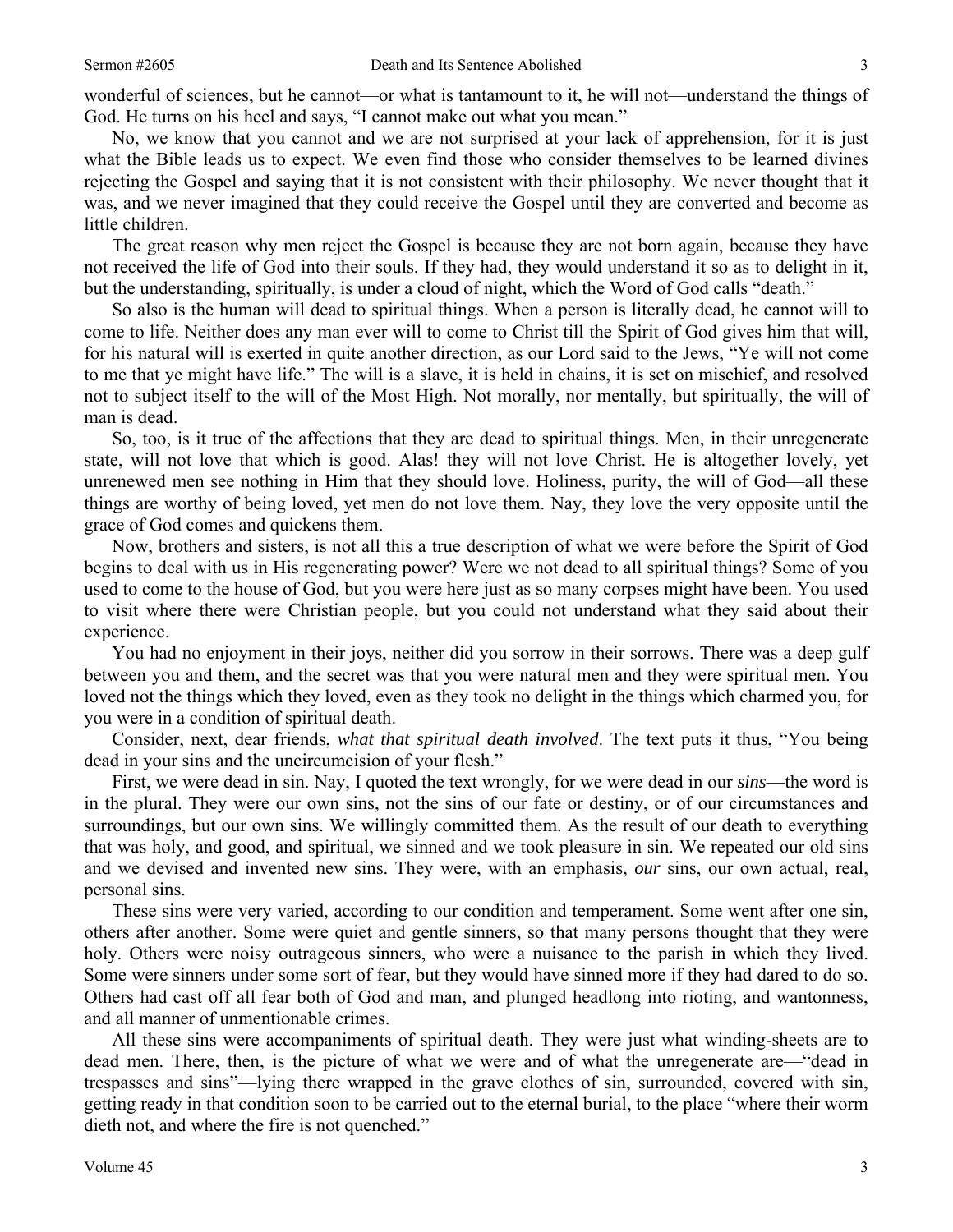wonderful of sciences, but he cannot—or what is tantamount to it, he will not—understand the things of God. He turns on his heel and says, "I cannot make out what you mean."

No, we know that you cannot and we are not surprised at your lack of apprehension, for it is just what the Bible leads us to expect. We even find those who consider themselves to be learned divines rejecting the Gospel and saying that it is not consistent with their philosophy. We never thought that it was, and we never imagined that they could receive the Gospel until they are converted and become as little children.

The great reason why men reject the Gospel is because they are not born again, because they have not received the life of God into their souls. If they had, they would understand it so as to delight in it, but the understanding, spiritually, is under a cloud of night, which the Word of God calls "death."

So also is the human will dead to spiritual things. When a person is literally dead, he cannot will to come to life. Neither does any man ever will to come to Christ till the Spirit of God gives him that will, for his natural will is exerted in quite another direction, as our Lord said to the Jews, "Ye will not come to me that ye might have life." The will is a slave, it is held in chains, it is set on mischief, and resolved not to subject itself to the will of the Most High. Not morally, nor mentally, but spiritually, the will of man is dead.

So, too, is it true of the affections that they are dead to spiritual things. Men, in their unregenerate state, will not love that which is good. Alas! they will not love Christ. He is altogether lovely, yet unrenewed men see nothing in Him that they should love. Holiness, purity, the will of God—all these things are worthy of being loved, yet men do not love them. Nay, they love the very opposite until the grace of God comes and quickens them.

Now, brothers and sisters, is not all this a true description of what we were before the Spirit of God begins to deal with us in His regenerating power? Were we not dead to all spiritual things? Some of you used to come to the house of God, but you were here just as so many corpses might have been. You used to visit where there were Christian people, but you could not understand what they said about their experience.

You had no enjoyment in their joys, neither did you sorrow in their sorrows. There was a deep gulf between you and them, and the secret was that you were natural men and they were spiritual men. You loved not the things which they loved, even as they took no delight in the things which charmed you, for you were in a condition of spiritual death.

Consider, next, dear friends, *what that spiritual death involved*. The text puts it thus, "You being dead in your sins and the uncircumcision of your flesh."

First, we were dead in sin. Nay, I quoted the text wrongly, for we were dead in our *sins*—the word is in the plural. They were our own sins, not the sins of our fate or destiny, or of our circumstances and surroundings, but our own sins. We willingly committed them. As the result of our death to everything that was holy, and good, and spiritual, we sinned and we took pleasure in sin. We repeated our old sins and we devised and invented new sins. They were, with an emphasis, *our* sins, our own actual, real, personal sins.

These sins were very varied, according to our condition and temperament. Some went after one sin, others after another. Some were quiet and gentle sinners, so that many persons thought that they were holy. Others were noisy outrageous sinners, who were a nuisance to the parish in which they lived. Some were sinners under some sort of fear, but they would have sinned more if they had dared to do so. Others had cast off all fear both of God and man, and plunged headlong into rioting, and wantonness, and all manner of unmentionable crimes.

All these sins were accompaniments of spiritual death. They were just what winding-sheets are to dead men. There, then, is the picture of what we were and of what the unregenerate are—"dead in trespasses and sins"—lying there wrapped in the grave clothes of sin, surrounded, covered with sin, getting ready in that condition soon to be carried out to the eternal burial, to the place "where their worm dieth not, and where the fire is not quenched."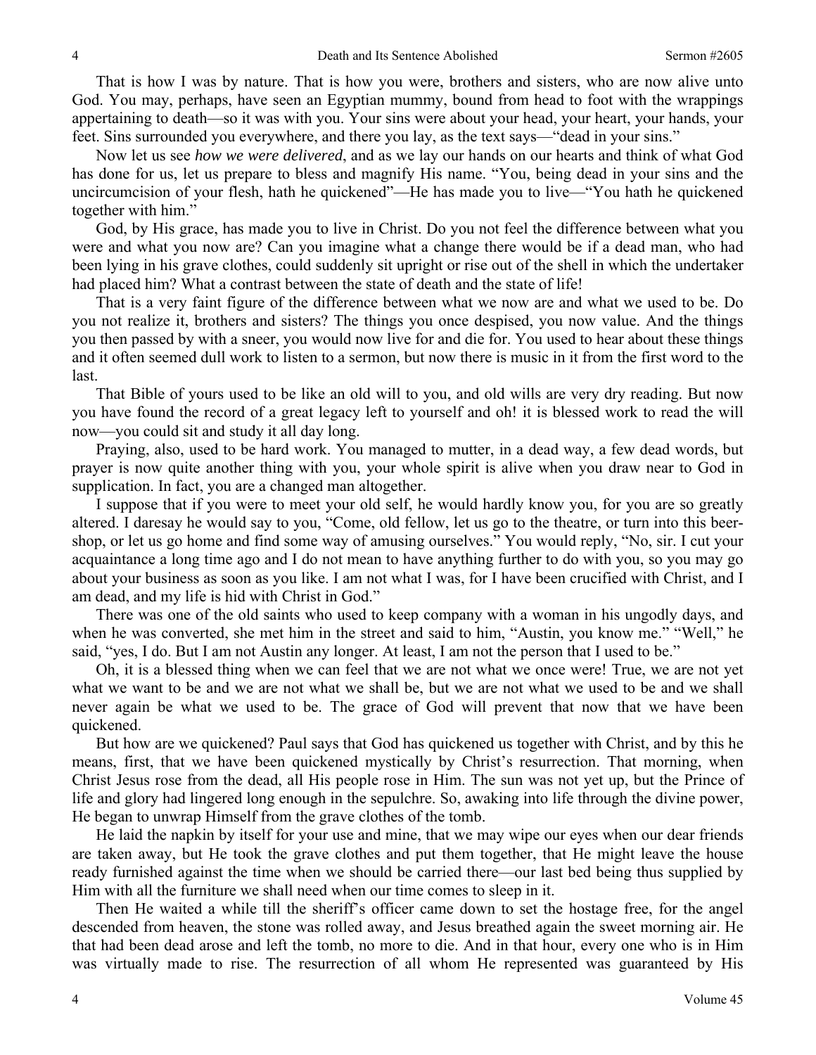That is how I was by nature. That is how you were, brothers and sisters, who are now alive unto God. You may, perhaps, have seen an Egyptian mummy, bound from head to foot with the wrappings appertaining to death—so it was with you. Your sins were about your head, your heart, your hands, your feet. Sins surrounded you everywhere, and there you lay, as the text says—"dead in your sins."

Now let us see *how we were delivered*, and as we lay our hands on our hearts and think of what God has done for us, let us prepare to bless and magnify His name. "You, being dead in your sins and the uncircumcision of your flesh, hath he quickened"—He has made you to live—"You hath he quickened together with him."

God, by His grace, has made you to live in Christ. Do you not feel the difference between what you were and what you now are? Can you imagine what a change there would be if a dead man, who had been lying in his grave clothes, could suddenly sit upright or rise out of the shell in which the undertaker had placed him? What a contrast between the state of death and the state of life!

That is a very faint figure of the difference between what we now are and what we used to be. Do you not realize it, brothers and sisters? The things you once despised, you now value. And the things you then passed by with a sneer, you would now live for and die for. You used to hear about these things and it often seemed dull work to listen to a sermon, but now there is music in it from the first word to the last.

That Bible of yours used to be like an old will to you, and old wills are very dry reading. But now you have found the record of a great legacy left to yourself and oh! it is blessed work to read the will now—you could sit and study it all day long.

Praying, also, used to be hard work. You managed to mutter, in a dead way, a few dead words, but prayer is now quite another thing with you, your whole spirit is alive when you draw near to God in supplication. In fact, you are a changed man altogether.

I suppose that if you were to meet your old self, he would hardly know you, for you are so greatly altered. I daresay he would say to you, "Come, old fellow, let us go to the theatre, or turn into this beer-shop, or let us go home and find some way of amusing ourselves." You would reply, "No, sir. I cut your acquaintance a long time ago and I do not mean to have anything further to do with you, so you may go about your business as soon as you like. I am not what I was, for I have been crucified with Christ, and I am dead, and my life is hid with Christ in God."

There was one of the old saints who used to keep company with a woman in his ungodly days, and when he was converted, she met him in the street and said to him, "Austin, you know me." "Well," he said, "yes, I do. But I am not Austin any longer. At least, I am not the person that I used to be."

Oh, it is a blessed thing when we can feel that we are not what we once were! True, we are not yet what we want to be and we are not what we shall be, but we are not what we used to be and we shall never again be what we used to be. The grace of God will prevent that now that we have been quickened.

But how are we quickened? Paul says that God has quickened us together with Christ, and by this he means, first, that we have been quickened mystically by Christ's resurrection. That morning, when Christ Jesus rose from the dead, all His people rose in Him. The sun was not yet up, but the Prince of life and glory had lingered long enough in the sepulchre. So, awaking into life through the divine power, He began to unwrap Himself from the grave clothes of the tomb.

He laid the napkin by itself for your use and mine, that we may wipe our eyes when our dear friends are taken away, but He took the grave clothes and put them together, that He might leave the house ready furnished against the time when we should be carried there—our last bed being thus supplied by Him with all the furniture we shall need when our time comes to sleep in it.

Then He waited a while till the sheriff's officer came down to set the hostage free, for the angel descended from heaven, the stone was rolled away, and Jesus breathed again the sweet morning air. He that had been dead arose and left the tomb, no more to die. And in that hour, every one who is in Him was virtually made to rise. The resurrection of all whom He represented was guaranteed by His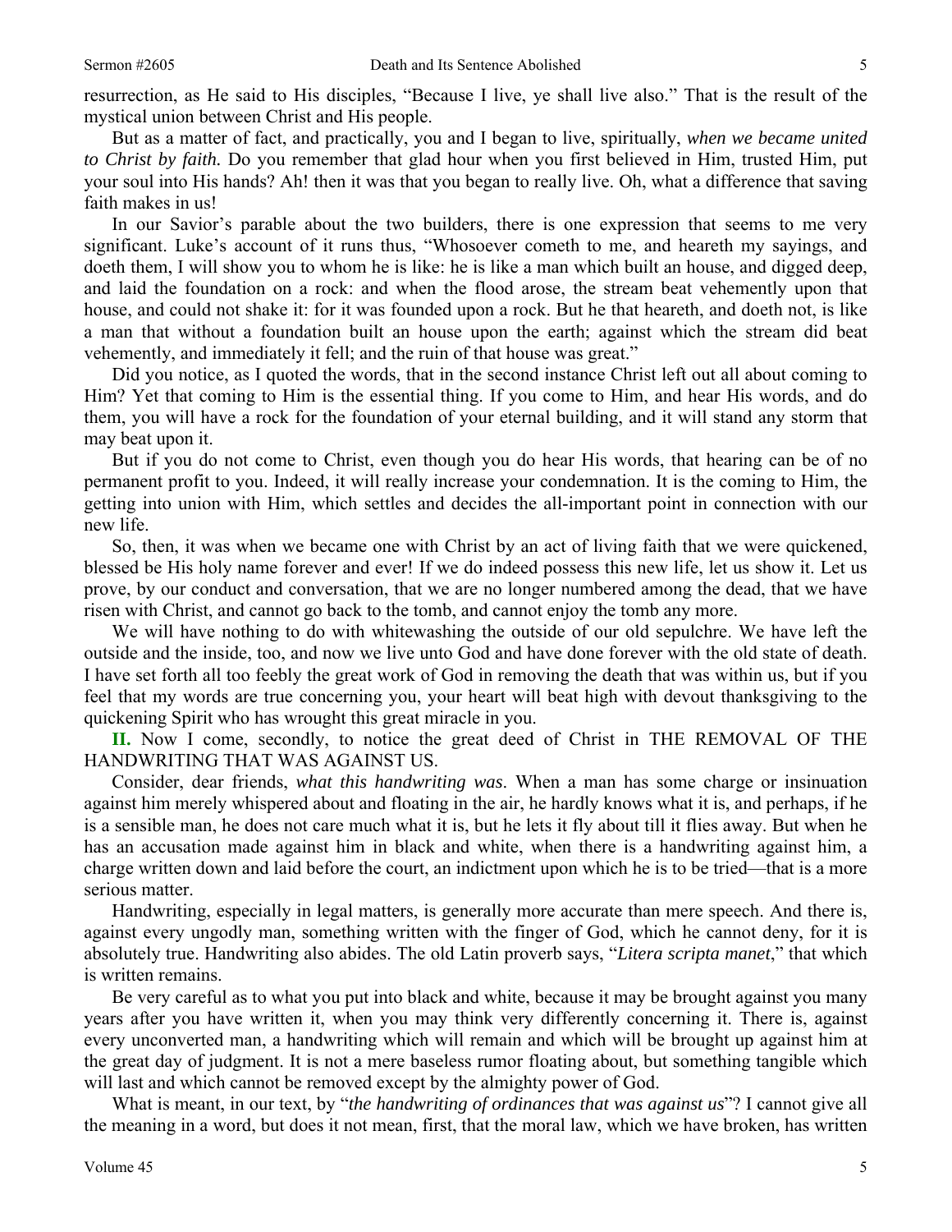resurrection, as He said to His disciples, "Because I live, ye shall live also." That is the result of the mystical union between Christ and His people.

But as a matter of fact, and practically, you and I began to live, spiritually, *when we became united to Christ by faith.* Do you remember that glad hour when you first believed in Him, trusted Him, put your soul into His hands? Ah! then it was that you began to really live. Oh, what a difference that saving faith makes in us!

In our Savior's parable about the two builders, there is one expression that seems to me very significant. Luke's account of it runs thus, "Whosoever cometh to me, and heareth my sayings, and doeth them, I will show you to whom he is like: he is like a man which built an house, and digged deep, and laid the foundation on a rock: and when the flood arose, the stream beat vehemently upon that house, and could not shake it: for it was founded upon a rock. But he that heareth, and doeth not, is like a man that without a foundation built an house upon the earth; against which the stream did beat vehemently, and immediately it fell; and the ruin of that house was great."

Did you notice, as I quoted the words, that in the second instance Christ left out all about coming to Him? Yet that coming to Him is the essential thing. If you come to Him, and hear His words, and do them, you will have a rock for the foundation of your eternal building, and it will stand any storm that may beat upon it.

But if you do not come to Christ, even though you do hear His words, that hearing can be of no permanent profit to you. Indeed, it will really increase your condemnation. It is the coming to Him, the getting into union with Him, which settles and decides the all-important point in connection with our new life.

So, then, it was when we became one with Christ by an act of living faith that we were quickened, blessed be His holy name forever and ever! If we do indeed possess this new life, let us show it. Let us prove, by our conduct and conversation, that we are no longer numbered among the dead, that we have risen with Christ, and cannot go back to the tomb, and cannot enjoy the tomb any more.

We will have nothing to do with whitewashing the outside of our old sepulchre. We have left the outside and the inside, too, and now we live unto God and have done forever with the old state of death. I have set forth all too feebly the great work of God in removing the death that was within us, but if you feel that my words are true concerning you, your heart will beat high with devout thanksgiving to the quickening Spirit who has wrought this great miracle in you.

**II.** Now I come, secondly, to notice the great deed of Christ in THE REMOVAL OF THE HANDWRITING THAT WAS AGAINST US.

Consider, dear friends, *what this handwriting was*. When a man has some charge or insinuation against him merely whispered about and floating in the air, he hardly knows what it is, and perhaps, if he is a sensible man, he does not care much what it is, but he lets it fly about till it flies away. But when he has an accusation made against him in black and white, when there is a handwriting against him, a charge written down and laid before the court, an indictment upon which he is to be tried—that is a more serious matter.

Handwriting, especially in legal matters, is generally more accurate than mere speech. And there is, against every ungodly man, something written with the finger of God, which he cannot deny, for it is absolutely true. Handwriting also abides. The old Latin proverb says, "*Litera scripta manet*," that which is written remains.

Be very careful as to what you put into black and white, because it may be brought against you many years after you have written it, when you may think very differently concerning it. There is, against every unconverted man, a handwriting which will remain and which will be brought up against him at the great day of judgment. It is not a mere baseless rumor floating about, but something tangible which will last and which cannot be removed except by the almighty power of God.

What is meant, in our text, by "*the handwriting of ordinances that was against us*"? I cannot give all the meaning in a word, but does it not mean, first, that the moral law, which we have broken, has written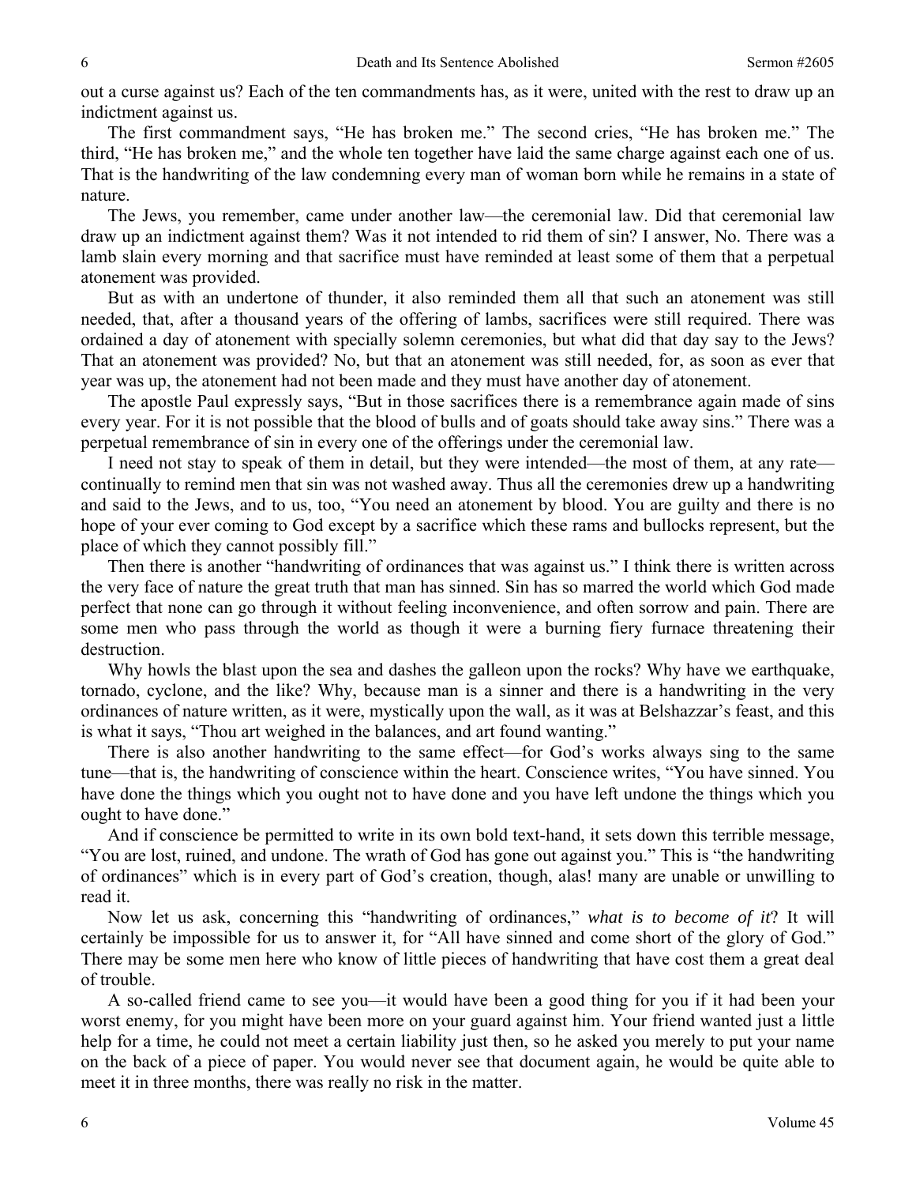out a curse against us? Each of the ten commandments has, as it were, united with the rest to draw up an indictment against us.

The first commandment says, "He has broken me." The second cries, "He has broken me." The third, "He has broken me," and the whole ten together have laid the same charge against each one of us. That is the handwriting of the law condemning every man of woman born while he remains in a state of nature.

The Jews, you remember, came under another law—the ceremonial law. Did that ceremonial law draw up an indictment against them? Was it not intended to rid them of sin? I answer, No. There was a lamb slain every morning and that sacrifice must have reminded at least some of them that a perpetual atonement was provided.

But as with an undertone of thunder, it also reminded them all that such an atonement was still needed, that, after a thousand years of the offering of lambs, sacrifices were still required. There was ordained a day of atonement with specially solemn ceremonies, but what did that day say to the Jews? That an atonement was provided? No, but that an atonement was still needed, for, as soon as ever that year was up, the atonement had not been made and they must have another day of atonement.

The apostle Paul expressly says, "But in those sacrifices there is a remembrance again made of sins every year. For it is not possible that the blood of bulls and of goats should take away sins." There was a perpetual remembrance of sin in every one of the offerings under the ceremonial law.

I need not stay to speak of them in detail, but they were intended—the most of them, at any rate—continually to remind men that sin was not washed away. Thus all the ceremonies drew up a handwriting and said to the Jews, and to us, too, "You need an atonement by blood. You are guilty and there is no hope of your ever coming to God except by a sacrifice which these rams and bullocks represent, but the place of which they cannot possibly fill."

Then there is another "handwriting of ordinances that was against us." I think there is written across the very face of nature the great truth that man has sinned. Sin has so marred the world which God made perfect that none can go through it without feeling inconvenience, and often sorrow and pain. There are some men who pass through the world as though it were a burning fiery furnace threatening their destruction.

Why howls the blast upon the sea and dashes the galleon upon the rocks? Why have we earthquake, tornado, cyclone, and the like? Why, because man is a sinner and there is a handwriting in the very ordinances of nature written, as it were, mystically upon the wall, as it was at Belshazzar's feast, and this is what it says, "Thou art weighed in the balances, and art found wanting."

There is also another handwriting to the same effect—for God's works always sing to the same tune—that is, the handwriting of conscience within the heart. Conscience writes, "You have sinned. You have done the things which you ought not to have done and you have left undone the things which you ought to have done."

And if conscience be permitted to write in its own bold text-hand, it sets down this terrible message, "You are lost, ruined, and undone. The wrath of God has gone out against you." This is "the handwriting of ordinances" which is in every part of God's creation, though, alas! many are unable or unwilling to read it.

Now let us ask, concerning this "handwriting of ordinances," *what is to become of it*? It will certainly be impossible for us to answer it, for "All have sinned and come short of the glory of God." There may be some men here who know of little pieces of handwriting that have cost them a great deal of trouble.

A so-called friend came to see you—it would have been a good thing for you if it had been your worst enemy, for you might have been more on your guard against him. Your friend wanted just a little help for a time, he could not meet a certain liability just then, so he asked you merely to put your name on the back of a piece of paper. You would never see that document again, he would be quite able to meet it in three months, there was really no risk in the matter.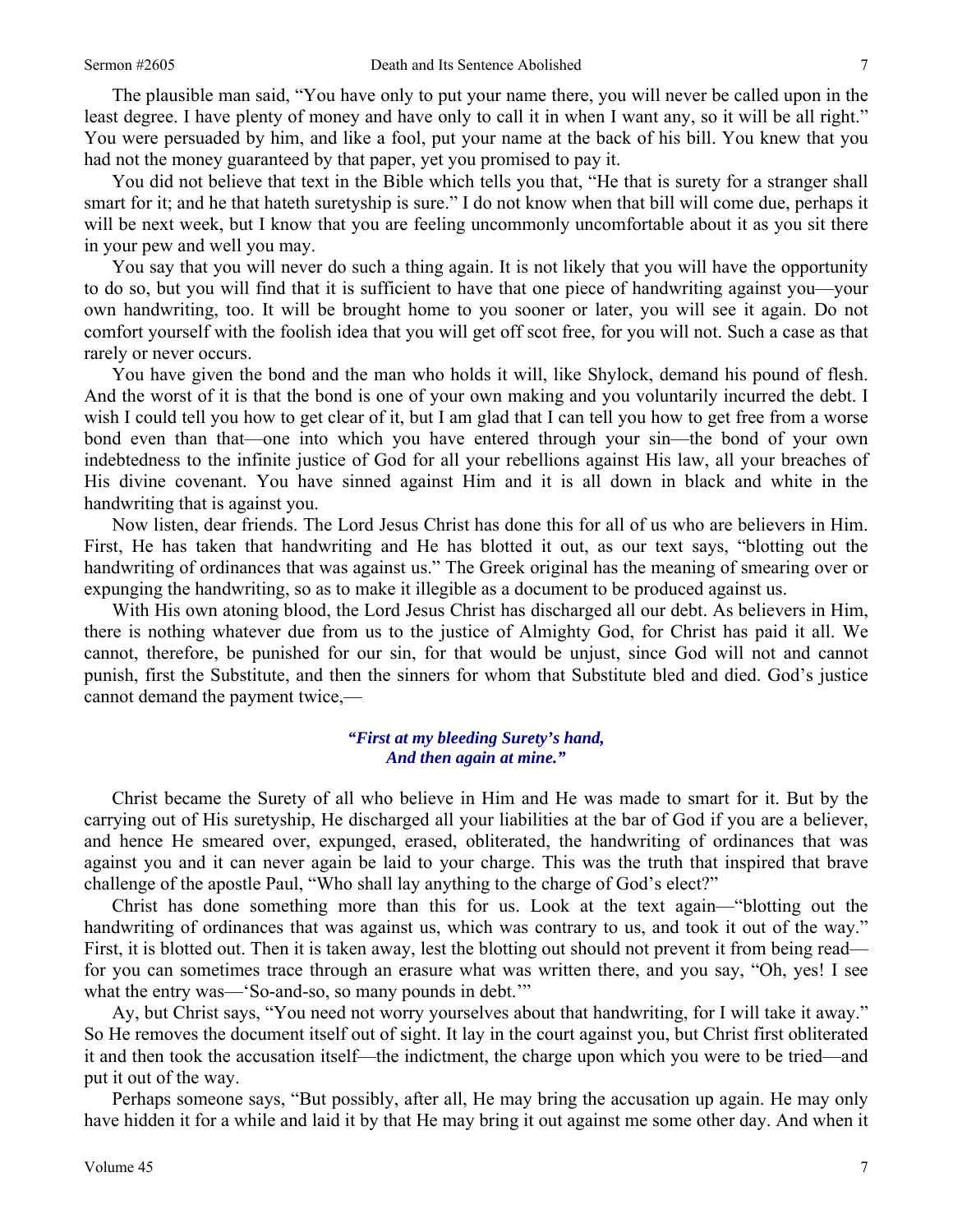The plausible man said, "You have only to put your name there, you will never be called upon in the least degree. I have plenty of money and have only to call it in when I want any, so it will be all right." You were persuaded by him, and like a fool, put your name at the back of his bill. You knew that you had not the money guaranteed by that paper, yet you promised to pay it.

You did not believe that text in the Bible which tells you that, "He that is surety for a stranger shall smart for it; and he that hateth suretyship is sure." I do not know when that bill will come due, perhaps it will be next week, but I know that you are feeling uncommonly uncomfortable about it as you sit there in your pew and well you may.

You say that you will never do such a thing again. It is not likely that you will have the opportunity to do so, but you will find that it is sufficient to have that one piece of handwriting against you—your own handwriting, too. It will be brought home to you sooner or later, you will see it again. Do not comfort yourself with the foolish idea that you will get off scot free, for you will not. Such a case as that rarely or never occurs.

You have given the bond and the man who holds it will, like Shylock, demand his pound of flesh. And the worst of it is that the bond is one of your own making and you voluntarily incurred the debt. I wish I could tell you how to get clear of it, but I am glad that I can tell you how to get free from a worse bond even than that—one into which you have entered through your sin—the bond of your own indebtedness to the infinite justice of God for all your rebellions against His law, all your breaches of His divine covenant. You have sinned against Him and it is all down in black and white in the handwriting that is against you.

Now listen, dear friends. The Lord Jesus Christ has done this for all of us who are believers in Him. First, He has taken that handwriting and He has blotted it out, as our text says, "blotting out the handwriting of ordinances that was against us." The Greek original has the meaning of smearing over or expunging the handwriting, so as to make it illegible as a document to be produced against us.

With His own atoning blood, the Lord Jesus Christ has discharged all our debt. As believers in Him, there is nothing whatever due from us to the justice of Almighty God, for Christ has paid it all. We cannot, therefore, be punished for our sin, for that would be unjust, since God will not and cannot punish, first the Substitute, and then the sinners for whom that Substitute bled and died. God's justice cannot demand the payment twice,—

> ***"First at my bleeding Surety's hand,***
> ***And then again at mine."***

Christ became the Surety of all who believe in Him and He was made to smart for it. But by the carrying out of His suretyship, He discharged all your liabilities at the bar of God if you are a believer, and hence He smeared over, expunged, erased, obliterated, the handwriting of ordinances that was against you and it can never again be laid to your charge. This was the truth that inspired that brave challenge of the apostle Paul, "Who shall lay anything to the charge of God's elect?"

Christ has done something more than this for us. Look at the text again—"blotting out the handwriting of ordinances that was against us, which was contrary to us, and took it out of the way." First, it is blotted out. Then it is taken away, lest the blotting out should not prevent it from being read—for you can sometimes trace through an erasure what was written there, and you say, "Oh, yes! I see what the entry was—'So-and-so, so many pounds in debt.'"

Ay, but Christ says, "You need not worry yourselves about that handwriting, for I will take it away." So He removes the document itself out of sight. It lay in the court against you, but Christ first obliterated it and then took the accusation itself—the indictment, the charge upon which you were to be tried—and put it out of the way.

Perhaps someone says, "But possibly, after all, He may bring the accusation up again. He may only have hidden it for a while and laid it by that He may bring it out against me some other day. And when it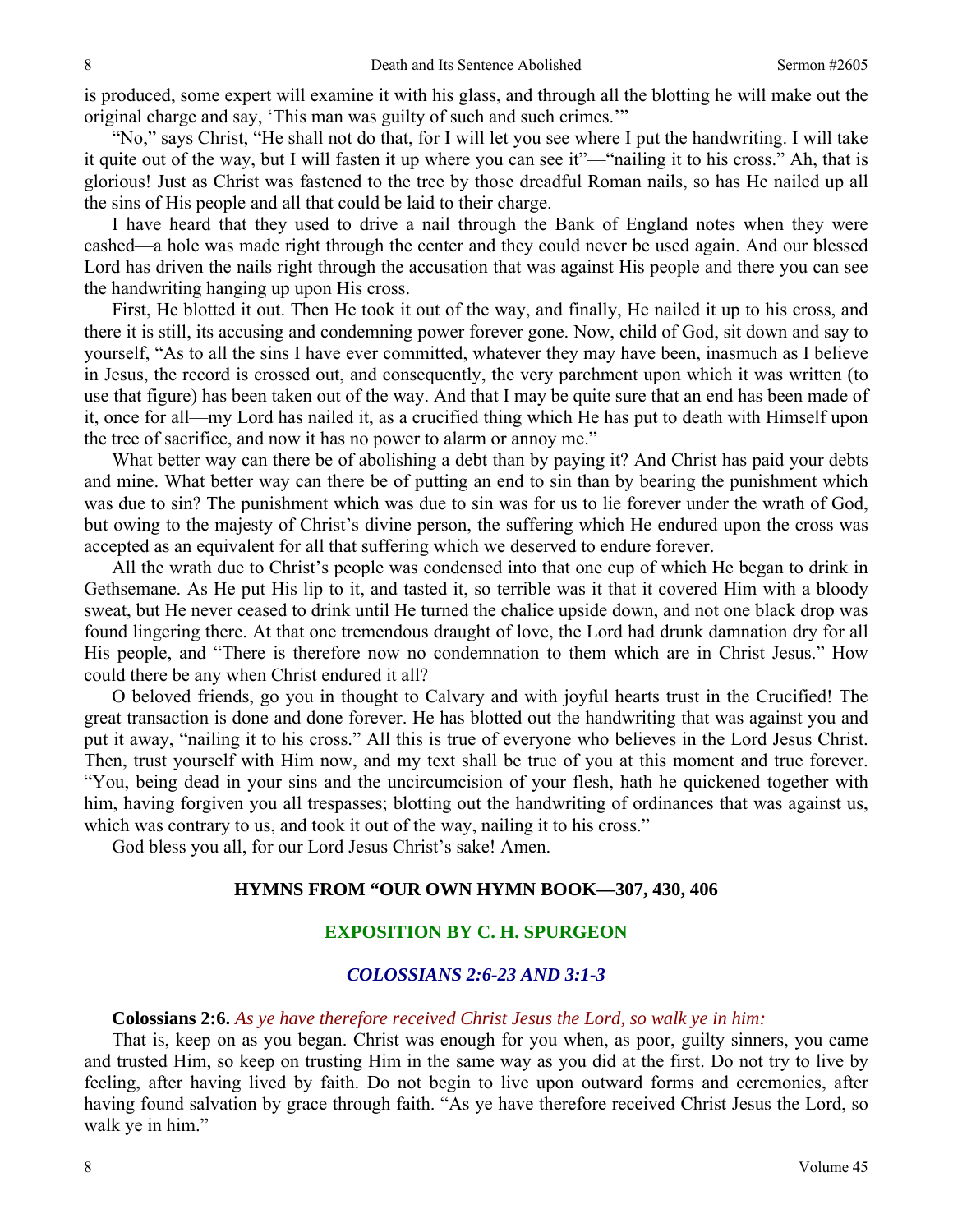is produced, some expert will examine it with his glass, and through all the blotting he will make out the original charge and say, 'This man was guilty of such and such crimes.'"

"No," says Christ, "He shall not do that, for I will let you see where I put the handwriting. I will take it quite out of the way, but I will fasten it up where you can see it"—"nailing it to his cross." Ah, that is glorious! Just as Christ was fastened to the tree by those dreadful Roman nails, so has He nailed up all the sins of His people and all that could be laid to their charge.

I have heard that they used to drive a nail through the Bank of England notes when they were cashed—a hole was made right through the center and they could never be used again. And our blessed Lord has driven the nails right through the accusation that was against His people and there you can see the handwriting hanging up upon His cross.

First, He blotted it out. Then He took it out of the way, and finally, He nailed it up to his cross, and there it is still, its accusing and condemning power forever gone. Now, child of God, sit down and say to yourself, "As to all the sins I have ever committed, whatever they may have been, inasmuch as I believe in Jesus, the record is crossed out, and consequently, the very parchment upon which it was written (to use that figure) has been taken out of the way. And that I may be quite sure that an end has been made of it, once for all—my Lord has nailed it, as a crucified thing which He has put to death with Himself upon the tree of sacrifice, and now it has no power to alarm or annoy me."

What better way can there be of abolishing a debt than by paying it? And Christ has paid your debts and mine. What better way can there be of putting an end to sin than by bearing the punishment which was due to sin? The punishment which was due to sin was for us to lie forever under the wrath of God, but owing to the majesty of Christ's divine person, the suffering which He endured upon the cross was accepted as an equivalent for all that suffering which we deserved to endure forever.

All the wrath due to Christ's people was condensed into that one cup of which He began to drink in Gethsemane. As He put His lip to it, and tasted it, so terrible was it that it covered Him with a bloody sweat, but He never ceased to drink until He turned the chalice upside down, and not one black drop was found lingering there. At that one tremendous draught of love, the Lord had drunk damnation dry for all His people, and "There is therefore now no condemnation to them which are in Christ Jesus." How could there be any when Christ endured it all?

O beloved friends, go you in thought to Calvary and with joyful hearts trust in the Crucified! The great transaction is done and done forever. He has blotted out the handwriting that was against you and put it away, "nailing it to his cross." All this is true of everyone who believes in the Lord Jesus Christ. Then, trust yourself with Him now, and my text shall be true of you at this moment and true forever. "You, being dead in your sins and the uncircumcision of your flesh, hath he quickened together with him, having forgiven you all trespasses; blotting out the handwriting of ordinances that was against us, which was contrary to us, and took it out of the way, nailing it to his cross."

God bless you all, for our Lord Jesus Christ's sake! Amen.

**HYMNS FROM "OUR OWN HYMN BOOK—307, 430, 406**

## EXPOSITION BY C. H. SPURGEON

### *COLOSSIANS 2:6-23 AND 3:1-3*

**Colossians 2:6.** *As ye have therefore received Christ Jesus the Lord, so walk ye in him:*

That is, keep on as you began. Christ was enough for you when, as poor, guilty sinners, you came and trusted Him, so keep on trusting Him in the same way as you did at the first. Do not try to live by feeling, after having lived by faith. Do not begin to live upon outward forms and ceremonies, after having found salvation by grace through faith. "As ye have therefore received Christ Jesus the Lord, so walk ye in him."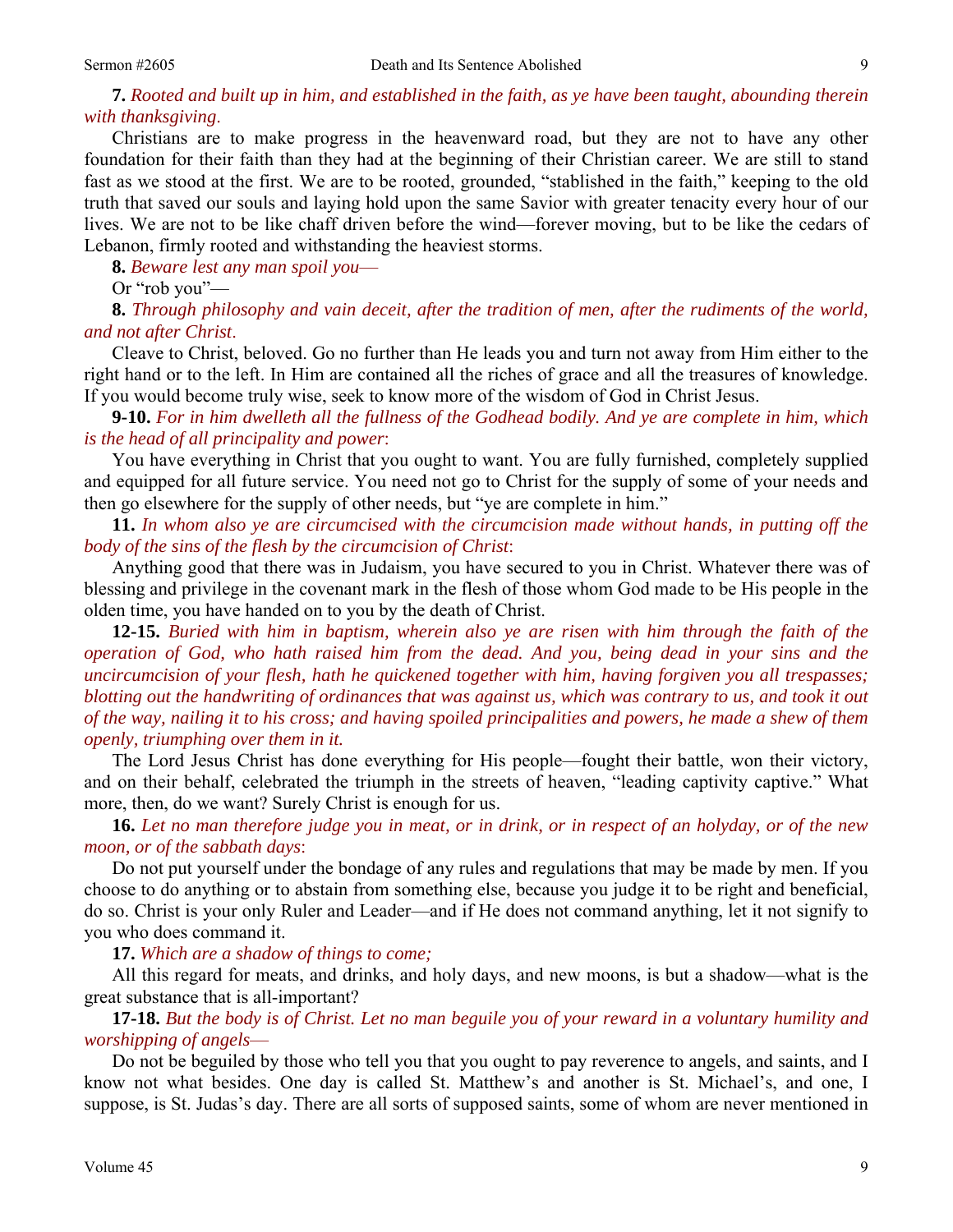**7.** *Rooted and built up in him, and established in the faith, as ye have been taught, abounding therein with thanksgiving.*

Christians are to make progress in the heavenward road, but they are not to have any other foundation for their faith than they had at the beginning of their Christian career. We are still to stand fast as we stood at the first. We are to be rooted, grounded, "stablished in the faith," keeping to the old truth that saved our souls and laying hold upon the same Savior with greater tenacity every hour of our lives. We are not to be like chaff driven before the wind—forever moving, but to be like the cedars of Lebanon, firmly rooted and withstanding the heaviest storms.

**8.** *Beware lest any man spoil you—*

Or "rob you"—

**8.** *Through philosophy and vain deceit, after the tradition of men, after the rudiments of the world, and not after Christ.*

Cleave to Christ, beloved. Go no further than He leads you and turn not away from Him either to the right hand or to the left. In Him are contained all the riches of grace and all the treasures of knowledge. If you would become truly wise, seek to know more of the wisdom of God in Christ Jesus.

**9-10.** *For in him dwelleth all the fullness of the Godhead bodily. And ye are complete in him, which is the head of all principality and power*:

You have everything in Christ that you ought to want. You are fully furnished, completely supplied and equipped for all future service. You need not go to Christ for the supply of some of your needs and then go elsewhere for the supply of other needs, but "ye are complete in him."

**11.** *In whom also ye are circumcised with the circumcision made without hands, in putting off the body of the sins of the flesh by the circumcision of Christ*:

Anything good that there was in Judaism, you have secured to you in Christ. Whatever there was of blessing and privilege in the covenant mark in the flesh of those whom God made to be His people in the olden time, you have handed on to you by the death of Christ.

**12-15.** *Buried with him in baptism, wherein also ye are risen with him through the faith of the operation of God, who hath raised him from the dead. And you, being dead in your sins and the uncircumcision of your flesh, hath he quickened together with him, having forgiven you all trespasses; blotting out the handwriting of ordinances that was against us, which was contrary to us, and took it out of the way, nailing it to his cross; and having spoiled principalities and powers, he made a shew of them openly, triumphing over them in it.*

The Lord Jesus Christ has done everything for His people—fought their battle, won their victory, and on their behalf, celebrated the triumph in the streets of heaven, "leading captivity captive." What more, then, do we want? Surely Christ is enough for us.

**16.** *Let no man therefore judge you in meat, or in drink, or in respect of an holyday, or of the new moon, or of the sabbath days*:

Do not put yourself under the bondage of any rules and regulations that may be made by men. If you choose to do anything or to abstain from something else, because you judge it to be right and beneficial, do so. Christ is your only Ruler and Leader—and if He does not command anything, let it not signify to you who does command it.

**17.** *Which are a shadow of things to come;*

All this regard for meats, and drinks, and holy days, and new moons, is but a shadow—what is the great substance that is all-important?

**17-18.** *But the body is of Christ. Let no man beguile you of your reward in a voluntary humility and worshipping of angels—*

Do not be beguiled by those who tell you that you ought to pay reverence to angels, and saints, and I know not what besides. One day is called St. Matthew's and another is St. Michael's, and one, I suppose, is St. Judas's day. There are all sorts of supposed saints, some of whom are never mentioned in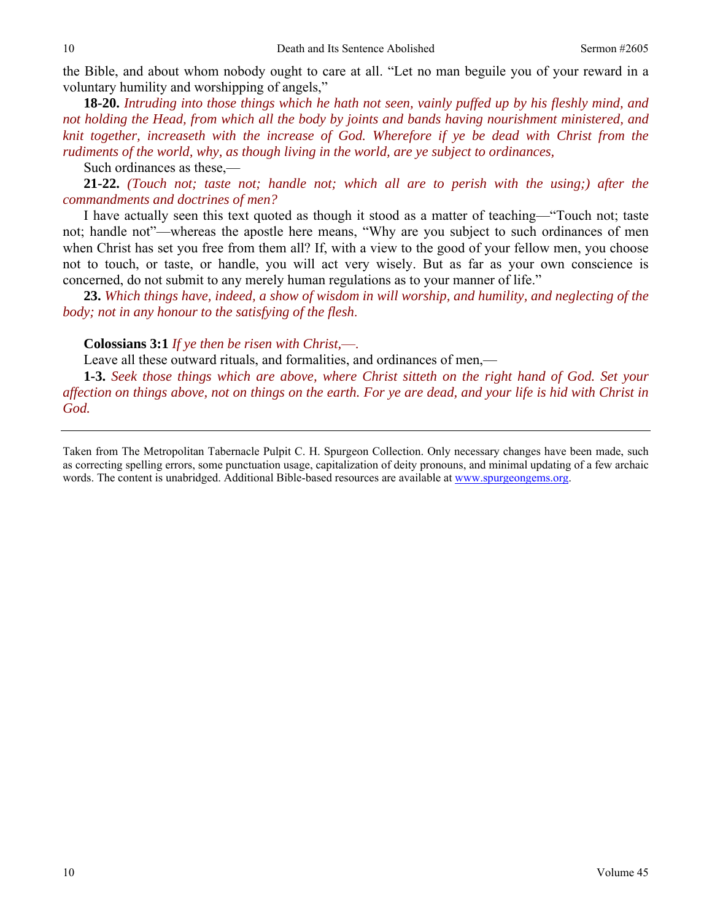the Bible, and about whom nobody ought to care at all. "Let no man beguile you of your reward in a voluntary humility and worshipping of angels,"

**18-20.** *Intruding into those things which he hath not seen, vainly puffed up by his fleshly mind, and not holding the Head, from which all the body by joints and bands having nourishment ministered, and knit together, increaseth with the increase of God. Wherefore if ye be dead with Christ from the rudiments of the world, why, as though living in the world, are ye subject to ordinances,*

Such ordinances as these,—

**21-22.** *(Touch not; taste not; handle not; which all are to perish with the using;) after the commandments and doctrines of men?*

I have actually seen this text quoted as though it stood as a matter of teaching—"Touch not; taste not; handle not"—whereas the apostle here means, "Why are you subject to such ordinances of men when Christ has set you free from them all? If, with a view to the good of your fellow men, you choose not to touch, or taste, or handle, you will act very wisely. But as far as your own conscience is concerned, do not submit to any merely human regulations as to your manner of life."

**23.** *Which things have, indeed, a show of wisdom in will worship, and humility, and neglecting of the body; not in any honour to the satisfying of the flesh.*

**Colossians 3:1** *If ye then be risen with Christ,—.*

Leave all these outward rituals, and formalities, and ordinances of men,—

**1-3.** *Seek those things which are above, where Christ sitteth on the right hand of God. Set your affection on things above, not on things on the earth. For ye are dead, and your life is hid with Christ in God.*

---

Taken from The Metropolitan Tabernacle Pulpit C. H. Spurgeon Collection. Only necessary changes have been made, such as correcting spelling errors, some punctuation usage, capitalization of deity pronouns, and minimal updating of a few archaic words. The content is unabridged. Additional Bible-based resources are available at www.spurgeongems.org.